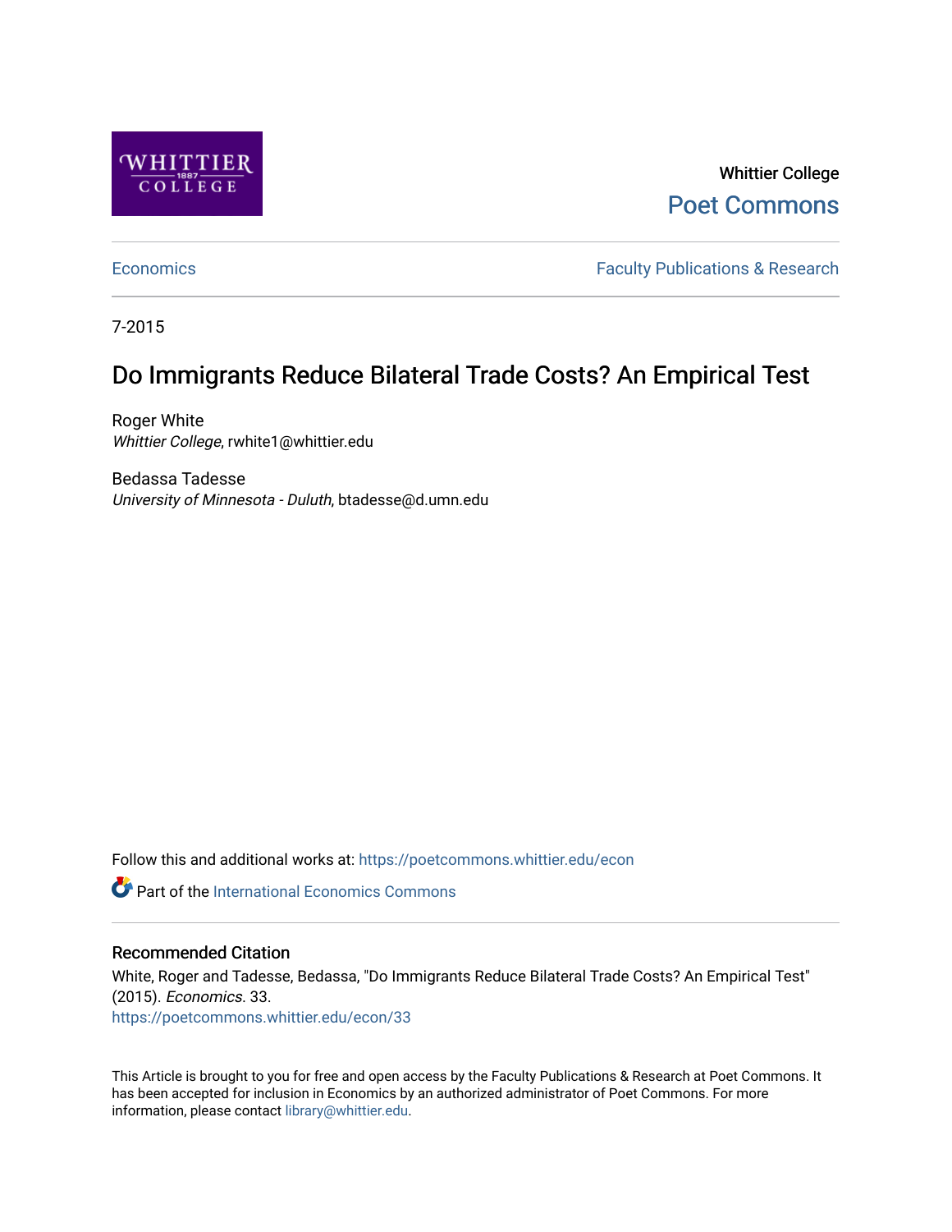Whittier College

Poet Commons

Economics

Faculty Publications & Research

7-2015

# Do Immigrants Reduce Bilateral Trade Costs? An Empirical Test

Roger White
*Whittier College*, rwhite1@whittier.edu

Bedassa Tadesse
*University of Minnesota - Duluth*, btadesse@d.umn.edu

Follow this and additional works at: https://poetcommons.whittier.edu/econ

Part of the International Economics Commons

## Recommended Citation

White, Roger and Tadesse, Bedassa, "Do Immigrants Reduce Bilateral Trade Costs? An Empirical Test" (2015). *Economics*. 33.
https://poetcommons.whittier.edu/econ/33

This Article is brought to you for free and open access by the Faculty Publications & Research at Poet Commons. It has been accepted for inclusion in Economics by an authorized administrator of Poet Commons. For more information, please contact library@whittier.edu.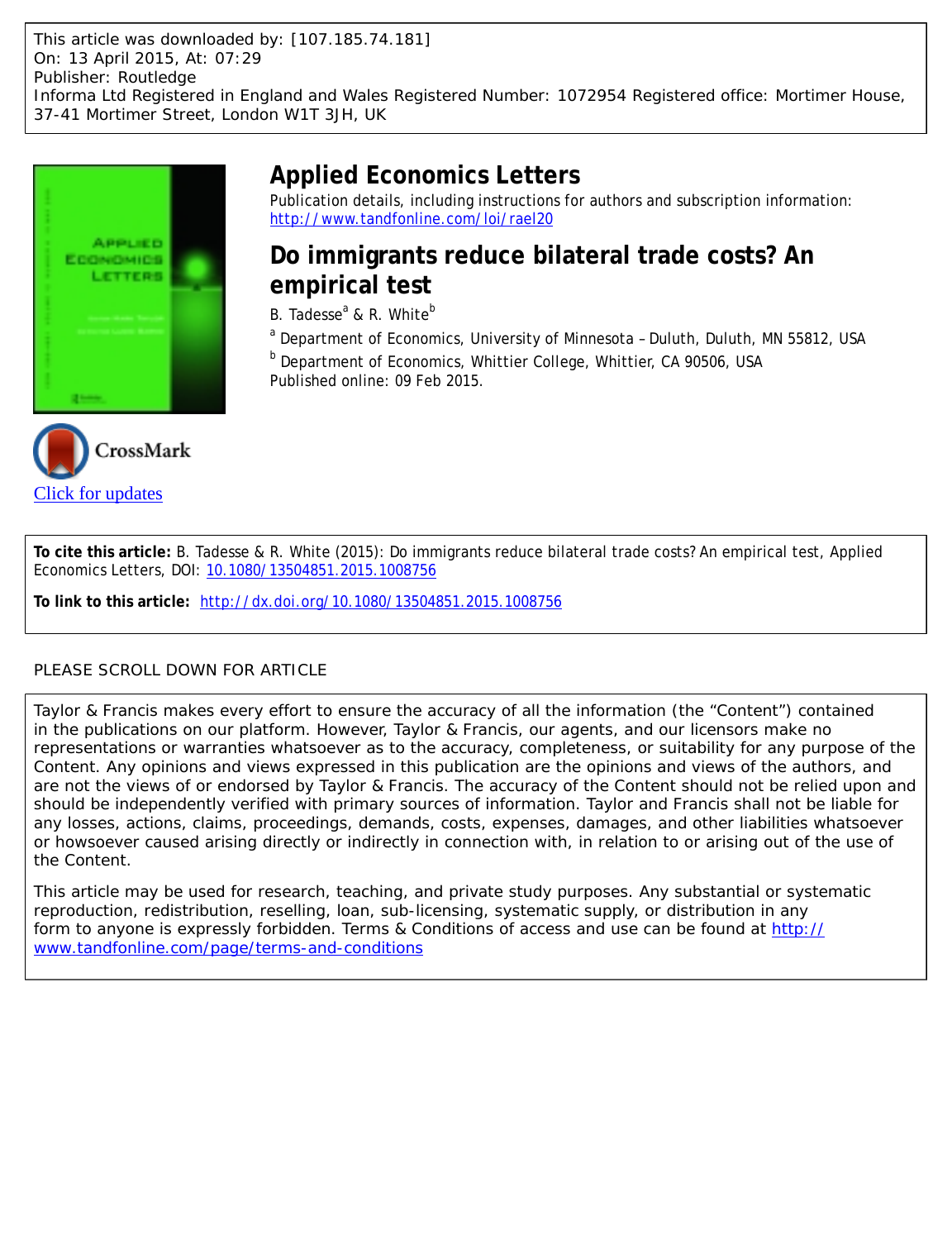This article was downloaded by: [107.185.74.181]
On: 13 April 2015, At: 07:29
Publisher: Routledge
Informa Ltd Registered in England and Wales Registered Number: 1072954 Registered office: Mortimer House, 37-41 Mortimer Street, London W1T 3JH, UK

# Applied Economics Letters

Publication details, including instructions for authors and subscription information:
http://www.tandfonline.com/loi/rael20

## Do immigrants reduce bilateral trade costs? An empirical test

B. Tadesse[a] & R. White[b]

[a] Department of Economics, University of Minnesota – Duluth, Duluth, MN 55812, USA

[b] Department of Economics, Whittier College, Whittier, CA 90506, USA

Published online: 09 Feb 2015.

CrossMark

Click for updates

**To cite this article:** B. Tadesse & R. White (2015): Do immigrants reduce bilateral trade costs? An empirical test, Applied Economics Letters, DOI: 10.1080/13504851.2015.1008756

**To link to this article:** http://dx.doi.org/10.1080/13504851.2015.1008756

PLEASE SCROLL DOWN FOR ARTICLE

Taylor & Francis makes every effort to ensure the accuracy of all the information (the "Content") contained in the publications on our platform. However, Taylor & Francis, our agents, and our licensors make no representations or warranties whatsoever as to the accuracy, completeness, or suitability for any purpose of the Content. Any opinions and views expressed in this publication are the opinions and views of the authors, and are not the views of or endorsed by Taylor & Francis. The accuracy of the Content should not be relied upon and should be independently verified with primary sources of information. Taylor and Francis shall not be liable for any losses, actions, claims, proceedings, demands, costs, expenses, damages, and other liabilities whatsoever or howsoever caused arising directly or indirectly in connection with, in relation to or arising out of the use of the Content.

This article may be used for research, teaching, and private study purposes. Any substantial or systematic reproduction, redistribution, reselling, loan, sub-licensing, systematic supply, or distribution in any form to anyone is expressly forbidden. Terms & Conditions of access and use can be found at http://www.tandfonline.com/page/terms-and-conditions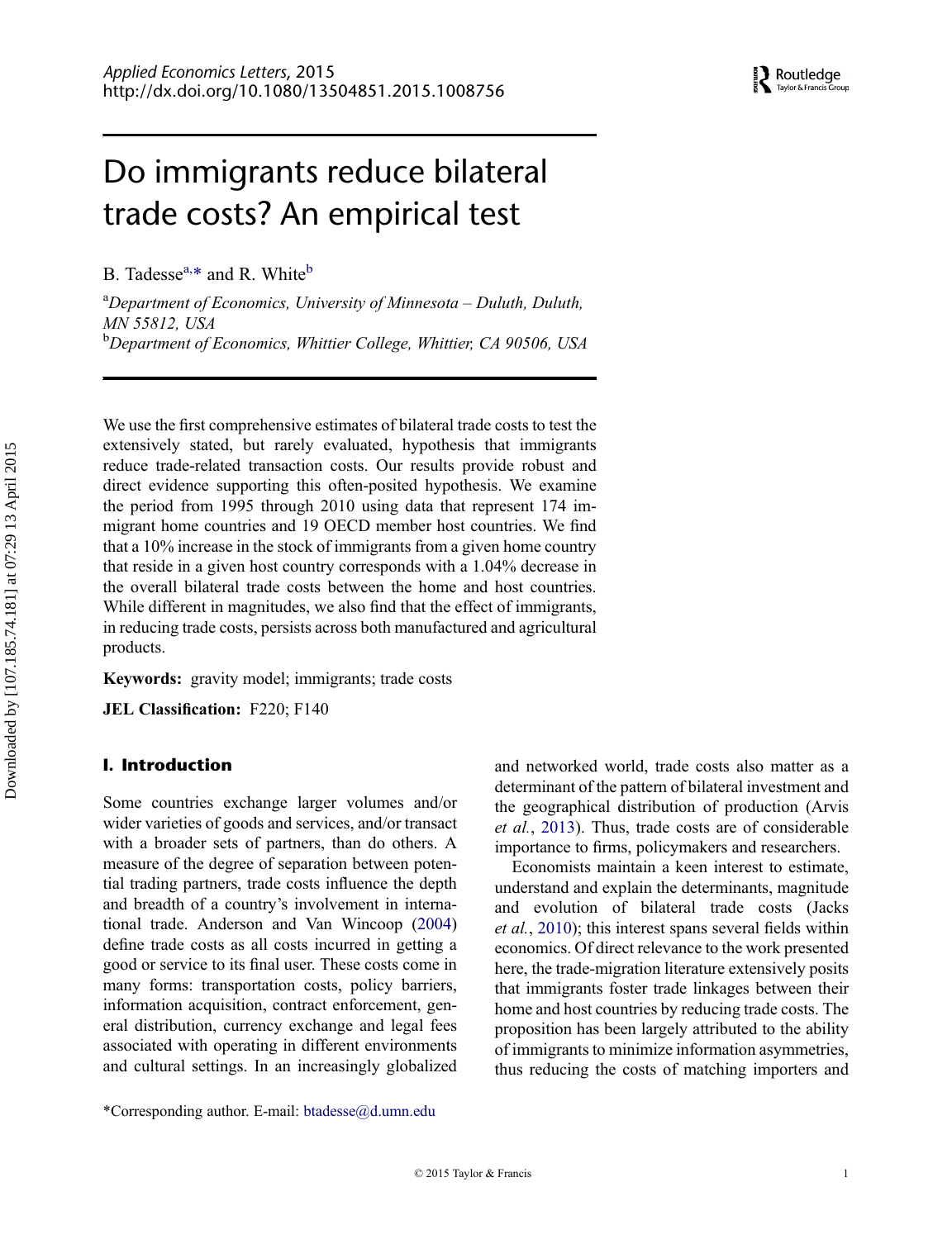# Do immigrants reduce bilateral trade costs? An empirical test

B. Tadesse[a,*] and R. White[b]

[a]*Department of Economics, University of Minnesota – Duluth, Duluth, MN 55812, USA*
[b]*Department of Economics, Whittier College, Whittier, CA 90506, USA*

We use the first comprehensive estimates of bilateral trade costs to test the extensively stated, but rarely evaluated, hypothesis that immigrants reduce trade-related transaction costs. Our results provide robust and direct evidence supporting this often-posited hypothesis. We examine the period from 1995 through 2010 using data that represent 174 immigrant home countries and 19 OECD member host countries. We find that a 10% increase in the stock of immigrants from a given home country that reside in a given host country corresponds with a 1.04% decrease in the overall bilateral trade costs between the home and host countries. While different in magnitudes, we also find that the effect of immigrants, in reducing trade costs, persists across both manufactured and agricultural products.

**Keywords:** gravity model; immigrants; trade costs

**JEL Classification:** F220; F140

## I. Introduction

Some countries exchange larger volumes and/or wider varieties of goods and services, and/or transact with a broader sets of partners, than do others. A measure of the degree of separation between potential trading partners, trade costs influence the depth and breadth of a country's involvement in international trade. Anderson and Van Wincoop (2004) define trade costs as all costs incurred in getting a good or service to its final user. These costs come in many forms: transportation costs, policy barriers, information acquisition, contract enforcement, general distribution, currency exchange and legal fees associated with operating in different environments and cultural settings. In an increasingly globalized and networked world, trade costs also matter as a determinant of the pattern of bilateral investment and the geographical distribution of production (Arvis *et al.*, 2013). Thus, trade costs are of considerable importance to firms, policymakers and researchers.

Economists maintain a keen interest to estimate, understand and explain the determinants, magnitude and evolution of bilateral trade costs (Jacks *et al.*, 2010); this interest spans several fields within economics. Of direct relevance to the work presented here, the trade-migration literature extensively posits that immigrants foster trade linkages between their home and host countries by reducing trade costs. The proposition has been largely attributed to the ability of immigrants to minimize information asymmetries, thus reducing the costs of matching importers and

*Corresponding author. E-mail: btadesse@d.umn.edu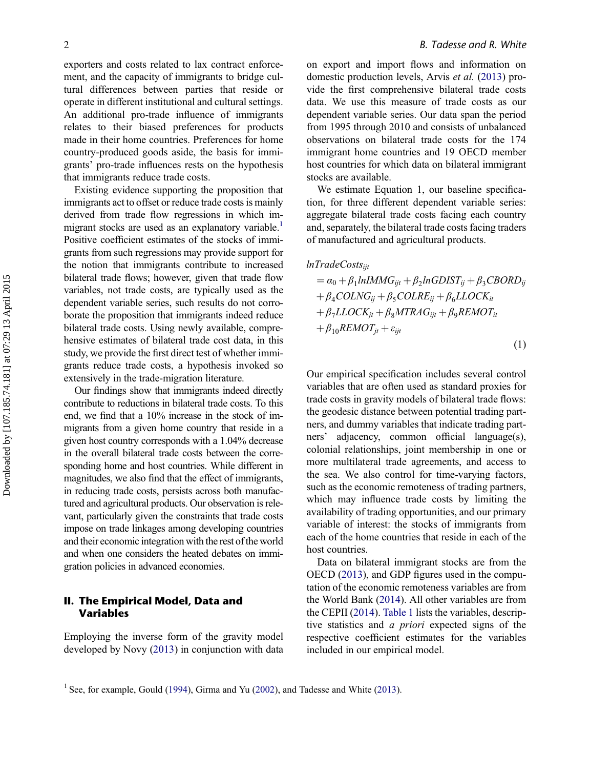exporters and costs related to lax contract enforcement, and the capacity of immigrants to bridge cultural differences between parties that reside or operate in different institutional and cultural settings. An additional pro-trade influence of immigrants relates to their biased preferences for products made in their home countries. Preferences for home country-produced goods aside, the basis for immigrants' pro-trade influences rests on the hypothesis that immigrants reduce trade costs.

Existing evidence supporting the proposition that immigrants act to offset or reduce trade costs is mainly derived from trade flow regressions in which immigrant stocks are used as an explanatory variable.[1] Positive coefficient estimates of the stocks of immigrants from such regressions may provide support for the notion that immigrants contribute to increased bilateral trade flows; however, given that trade flow variables, not trade costs, are typically used as the dependent variable series, such results do not corroborate the proposition that immigrants indeed reduce bilateral trade costs. Using newly available, comprehensive estimates of bilateral trade cost data, in this study, we provide the first direct test of whether immigrants reduce trade costs, a hypothesis invoked so extensively in the trade-migration literature.

Our findings show that immigrants indeed directly contribute to reductions in bilateral trade costs. To this end, we find that a 10% increase in the stock of immigrants from a given home country that reside in a given host country corresponds with a 1.04% decrease in the overall bilateral trade costs between the corresponding home and host countries. While different in magnitudes, we also find that the effect of immigrants, in reducing trade costs, persists across both manufactured and agricultural products. Our observation is relevant, particularly given the constraints that trade costs impose on trade linkages among developing countries and their economic integration with the rest of the world and when one considers the heated debates on immigration policies in advanced economies.

## II. The Empirical Model, Data and Variables

Employing the inverse form of the gravity model developed by Novy (2013) in conjunction with data on export and import flows and information on domestic production levels, Arvis *et al.* (2013) provide the first comprehensive bilateral trade costs data. We use this measure of trade costs as our dependent variable series. Our data span the period from 1995 through 2010 and consists of unbalanced observations on bilateral trade costs for the 174 immigrant home countries and 19 OECD member host countries for which data on bilateral immigrant stocks are available.

We estimate Equation 1, our baseline specification, for three different dependent variable series: aggregate bilateral trade costs facing each country and, separately, the bilateral trade costs facing traders of manufactured and agricultural products.

$$
\begin{aligned}
lnTradeCosts_{ijt} &= \alpha_0 + \beta_1 lnIMMG_{ijt} + \beta_2 lnGDIST_{ij} + \beta_3 CBORD_{ij} \\
&+ \beta_4 COLNG_{ij} + \beta_5 COLRE_{ij} + \beta_6 LLOCK_{it} \\
&+ \beta_7 LLOCK_{jt} + \beta_8 MTRAG_{ijt} + \beta_9 REMOT_{it} \\
&+ \beta_{10} REMOT_{jt} + \varepsilon_{ijt}
\end{aligned}
\tag{1}
$$

Our empirical specification includes several control variables that are often used as standard proxies for trade costs in gravity models of bilateral trade flows: the geodesic distance between potential trading partners, and dummy variables that indicate trading partners' adjacency, common official language(s), colonial relationships, joint membership in one or more multilateral trade agreements, and access to the sea. We also control for time-varying factors, such as the economic remoteness of trading partners, which may influence trade costs by limiting the availability of trading opportunities, and our primary variable of interest: the stocks of immigrants from each of the home countries that reside in each of the host countries.

Data on bilateral immigrant stocks are from the OECD (2013), and GDP figures used in the computation of the economic remoteness variables are from the World Bank (2014). All other variables are from the CEPII (2014). Table 1 lists the variables, descriptive statistics and *a priori* expected signs of the respective coefficient estimates for the variables included in our empirical model.

[1] See, for example, Gould (1994), Girma and Yu (2002), and Tadesse and White (2013).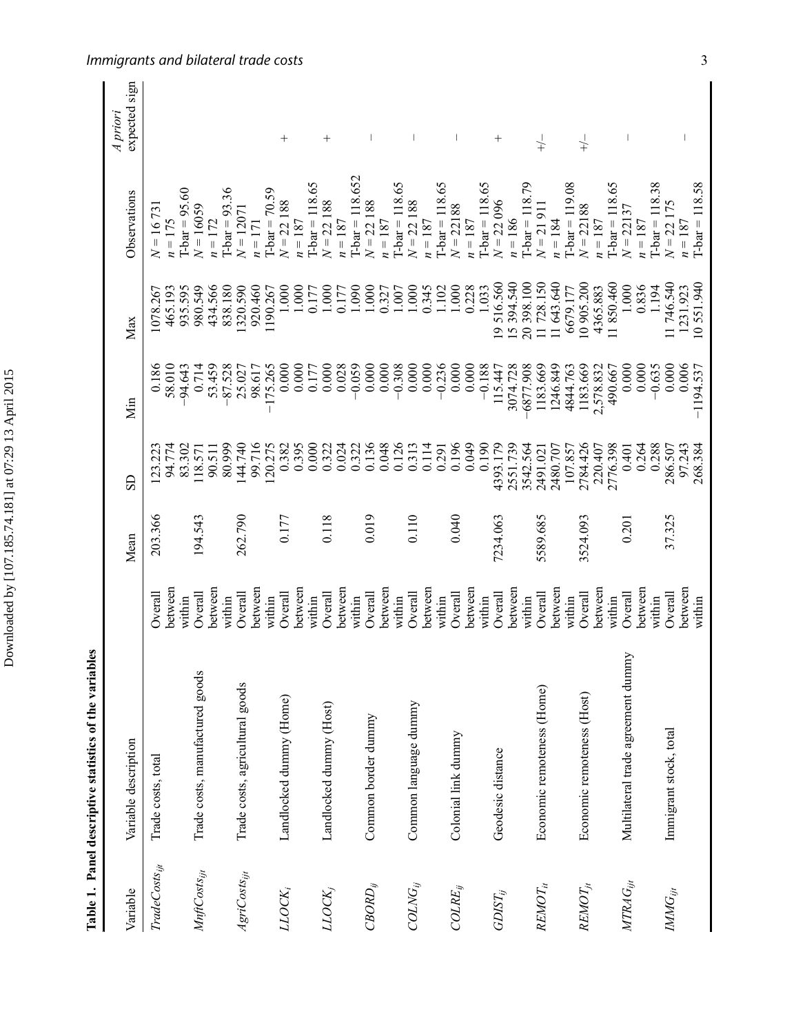**Table 1. Panel descriptive statistics of the variables**

| Variable | Variable description | | Mean | SD | Min | Max | Observations | *A priori* expected sign |
|---|---|---|---|---|---|---|---|---|
| $TradeCosts_{ijt}$ | Trade costs, total | Overall | 203.366 | 123.223 | 0.186 | 1078.267 | $N$ = 16 731 | |
| | | between | | 94.774 | 58.010 | 465.193 | $n$ = 175 | |
| | | within | | 83.302 | −94.643 | 935.595 | T-bar = 95.60 | |
| $MnftCosts_{ijt}$ | Trade costs, manufactured goods | Overall | 194.543 | 118.571 | 0.714 | 980.549 | $N$ = 16059 | |
| | | between | | 90.511 | 53.459 | 434.566 | $n$ = 172 | |
| | | within | | 80.999 | −87.528 | 838.180 | T-bar = 93.36 | |
| $AgriCosts_{ijt}$ | Trade costs, agricultural goods | Overall | 262.790 | 144.740 | 25.027 | 1320.590 | $N$ = 12071 | |
| | | between | | 99.716 | 98.617 | 920.460 | $n$ = 171 | |
| | | within | | 120.275 | −175.265 | 1190.267 | T-bar = 70.59 | |
| $LLOCK_i$ | Landlocked dummy (Home) | Overall | 0.177 | 0.382 | 0.000 | 1.000 | $N$ = 22 188 | + |
| | | between | | 0.395 | 0.000 | 1.000 | $n$ = 187 | |
| | | within | | 0.000 | 0.177 | 0.177 | T-bar = 118.65 | |
| $LLOCK_j$ | Landlocked dummy (Host) | Overall | 0.118 | 0.322 | 0.000 | 1.000 | $N$ = 22 188 | + |
| | | between | | 0.024 | 0.028 | 0.177 | $n$ = 187 | |
| | | within | | 0.322 | −0.059 | 1.090 | T-bar = 118.652 | |
| $CBORD_{ij}$ | Common border dummy | Overall | 0.019 | 0.136 | 0.000 | 1.000 | $N$ = 22 188 | − |
| | | between | | 0.048 | 0.000 | 0.327 | $n$ = 187 | |
| | | within | | 0.126 | −0.308 | 1.007 | T-bar = 118.65 | |
| $COLNG_{ij}$ | Common language dummy | Overall | 0.110 | 0.313 | 0.000 | 1.000 | $N$ = 22 188 | − |
| | | between | | 0.114 | 0.000 | 0.345 | $n$ = 187 | |
| | | within | | 0.291 | −0.236 | 1.102 | T-bar = 118.65 | |
| $COLRE_{ij}$ | Colonial link dummy | Overall | 0.040 | 0.196 | 0.000 | 1.000 | $N$ = 22188 | − |
| | | between | | 0.049 | 0.000 | 0.228 | $n$ = 187 | |
| | | within | | 0.190 | −0.188 | 1.033 | T-bar = 118.65 | |
| $GDIST_{ij}$ | Geodesic distance | Overall | 7234.063 | 4393.179 | 115.447 | 19 516.560 | $N$ = 22 096 | + |
| | | between | | 2551.739 | 3074.728 | 15 394.540 | $n$ = 186 | |
| | | within | | 3542.564 | −6877.908 | 20 398.100 | T-bar = 118.79 | |
| $REMOT_{it}$ | Economic remoteness (Home) | Overall | 5589.685 | 2491.021 | 1183.669 | 11 728.150 | $N$ = 21 911 | +/− |
| | | between | | 2480.707 | 1246.849 | 11 643.640 | $n$ = 184 | |
| | | within | | 107.857 | 4844.763 | 6679.177 | T-bar = 119.08 | |
| $REMOT_{jt}$ | Economic remoteness (Host) | Overall | 3524.093 | 2784.426 | 1183.669 | 10 905.200 | $N$ = 22188 | +/− |
| | | between | | 220.407 | 2,578.832 | 4365.883 | $n$ = 187 | |
| | | within | | 2776.398 | 490.667 | 11 850.460 | T-bar = 118.65 | |
| $MTRAG_{ijt}$ | Multilateral trade agreement dummy | Overall | 0.201 | 0.401 | 0.000 | 1.000 | $N$ = 22137 | − |
| | | between | | 0.264 | 0.000 | 0.836 | $n$ = 187 | |
| | | within | | 0.288 | −0.635 | 1.194 | T-bar = 118.38 | |
| $IMMG_{ijt}$ | Immigrant stock, total | Overall | 37.325 | 286.507 | 0.000 | 11 746.540 | $N$ = 22 175 | − |
| | | between | | 97.243 | 0.006 | 1231.923 | $n$ = 187 | |
| | | within | | 268.384 | −1194.537 | 10 551.940 | T-bar = 118.58 | |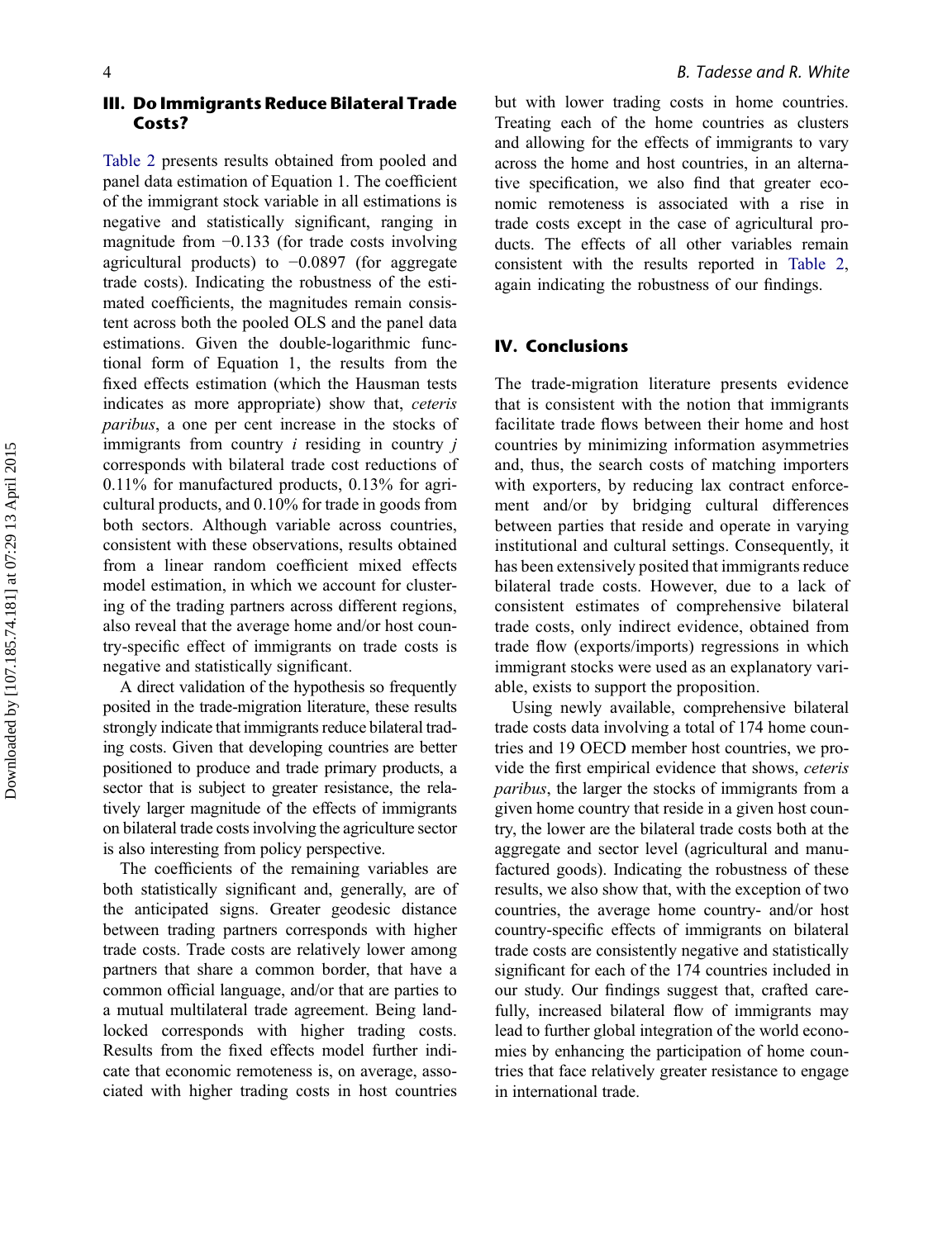## III. Do Immigrants Reduce Bilateral Trade Costs?

Table 2 presents results obtained from pooled and panel data estimation of Equation 1. The coefficient of the immigrant stock variable in all estimations is negative and statistically significant, ranging in magnitude from −0.133 (for trade costs involving agricultural products) to −0.0897 (for aggregate trade costs). Indicating the robustness of the estimated coefficients, the magnitudes remain consistent across both the pooled OLS and the panel data estimations. Given the double-logarithmic functional form of Equation 1, the results from the fixed effects estimation (which the Hausman tests indicates as more appropriate) show that, *ceteris paribus*, a one per cent increase in the stocks of immigrants from country $i$ residing in country $j$ corresponds with bilateral trade cost reductions of 0.11% for manufactured products, 0.13% for agricultural products, and 0.10% for trade in goods from both sectors. Although variable across countries, consistent with these observations, results obtained from a linear random coefficient mixed effects model estimation, in which we account for clustering of the trading partners across different regions, also reveal that the average home and/or host country-specific effect of immigrants on trade costs is negative and statistically significant.

A direct validation of the hypothesis so frequently posited in the trade-migration literature, these results strongly indicate that immigrants reduce bilateral trading costs. Given that developing countries are better positioned to produce and trade primary products, a sector that is subject to greater resistance, the relatively larger magnitude of the effects of immigrants on bilateral trade costs involving the agriculture sector is also interesting from policy perspective.

The coefficients of the remaining variables are both statistically significant and, generally, are of the anticipated signs. Greater geodesic distance between trading partners corresponds with higher trade costs. Trade costs are relatively lower among partners that share a common border, that have a common official language, and/or that are parties to a mutual multilateral trade agreement. Being landlocked corresponds with higher trading costs. Results from the fixed effects model further indicate that economic remoteness is, on average, associated with higher trading costs in host countries but with lower trading costs in home countries. Treating each of the home countries as clusters and allowing for the effects of immigrants to vary across the home and host countries, in an alternative specification, we also find that greater economic remoteness is associated with a rise in trade costs except in the case of agricultural products. The effects of all other variables remain consistent with the results reported in Table 2, again indicating the robustness of our findings.

## IV. Conclusions

The trade-migration literature presents evidence that is consistent with the notion that immigrants facilitate trade flows between their home and host countries by minimizing information asymmetries and, thus, the search costs of matching importers with exporters, by reducing lax contract enforcement and/or by bridging cultural differences between parties that reside and operate in varying institutional and cultural settings. Consequently, it has been extensively posited that immigrants reduce bilateral trade costs. However, due to a lack of consistent estimates of comprehensive bilateral trade costs, only indirect evidence, obtained from trade flow (exports/imports) regressions in which immigrant stocks were used as an explanatory variable, exists to support the proposition.

Using newly available, comprehensive bilateral trade costs data involving a total of 174 home countries and 19 OECD member host countries, we provide the first empirical evidence that shows, *ceteris paribus*, the larger the stocks of immigrants from a given home country that reside in a given host country, the lower are the bilateral trade costs both at the aggregate and sector level (agricultural and manufactured goods). Indicating the robustness of these results, we also show that, with the exception of two countries, the average home country- and/or host country-specific effects of immigrants on bilateral trade costs are consistently negative and statistically significant for each of the 174 countries included in our study. Our findings suggest that, crafted carefully, increased bilateral flow of immigrants may lead to further global integration of the world economies by enhancing the participation of home countries that face relatively greater resistance to engage in international trade.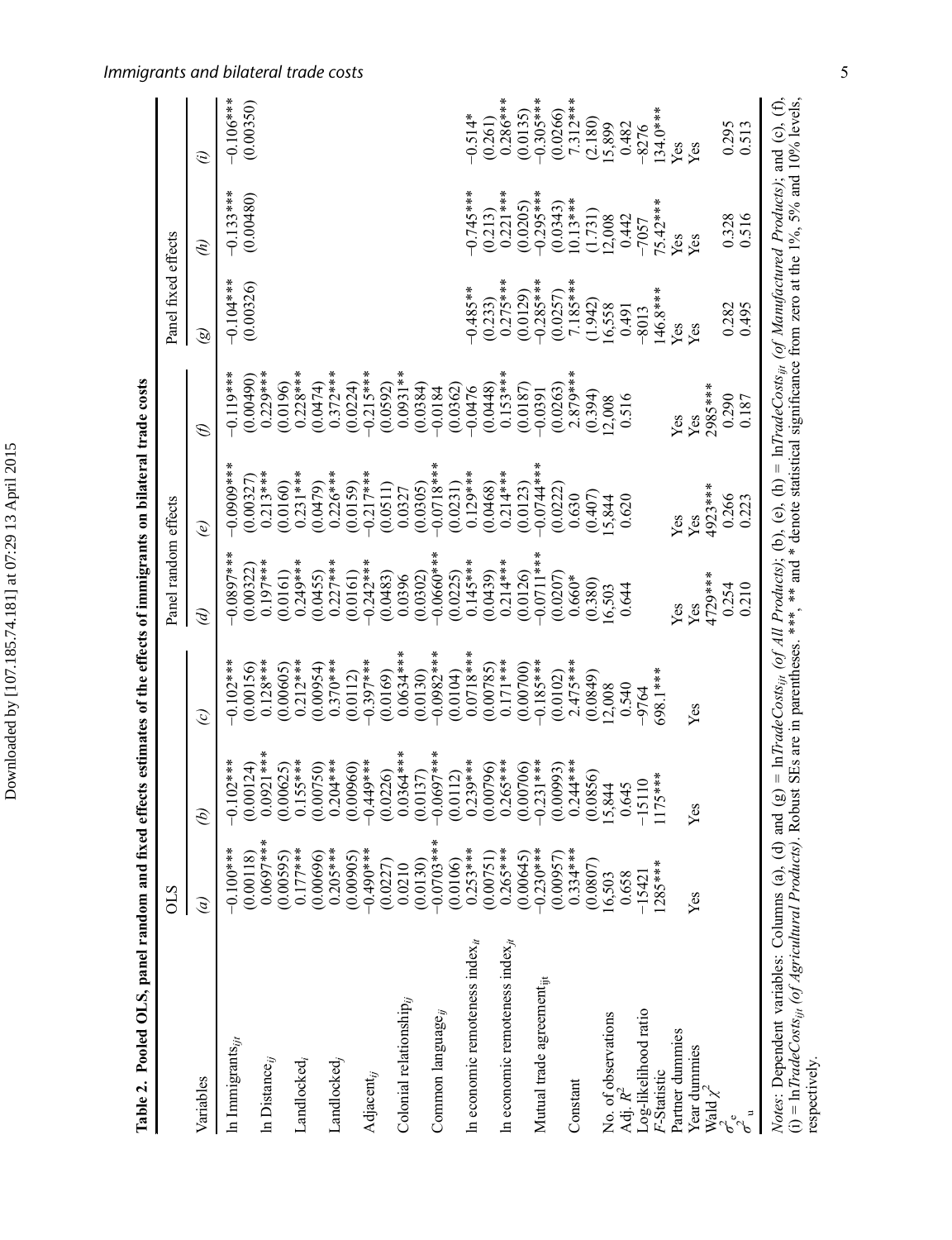**Table 2. Pooled OLS, panel random and fixed effects estimates of the effects of immigrants on bilateral trade costs**

| Variables | OLS | | | Panel random effects | | | Panel fixed effects | | |
|---|---|---|---|---|---|---|---|---|---|
| | *(a)* | *(b)* | *(c)* | *(d)* | *(e)* | *(f)* | *(g)* | *(h)* | *(i)* |
| ln Immigrants$_{ijt}$ | −0.100*** | −0.102*** | −0.102*** | −0.0897*** | −0.0909*** | −0.119*** | −0.104*** | −0.133*** | −0.106*** |
| | (0.00118) | (0.00124) | (0.00156) | (0.00322) | (0.00327) | (0.00490) | (0.00326) | (0.00480) | (0.00350) |
| ln Distance$_{ij}$ | 0.0697*** | 0.0921*** | 0.128*** | 0.197*** | 0.213*** | 0.229*** | | | |
| | (0.00595) | (0.00625) | (0.00605) | (0.0161) | (0.0160) | (0.0196) | | | |
| Landlocked$_i$ | 0.177*** | 0.155*** | 0.212*** | 0.249*** | 0.231*** | 0.228*** | | | |
| | (0.00696) | (0.00750) | (0.00954) | (0.0455) | (0.0479) | (0.0474) | | | |
| Landlocked$_j$ | 0.205*** | 0.204*** | 0.370*** | 0.227*** | 0.226*** | 0.372*** | | | |
| | (0.00905) | (0.00960) | (0.0112) | (0.0161) | (0.0159) | (0.0224) | | | |
| Adjacent$_{ij}$ | −0.490*** | −0.449*** | −0.397*** | −0.242*** | −0.217*** | −0.215*** | | | |
| | (0.0227) | (0.0226) | (0.0169) | (0.0483) | (0.0511) | (0.0592) | | | |
| Colonial relationship$_{ij}$ | 0.0210 | 0.0364*** | 0.0634*** | 0.0396 | 0.0327 | 0.0931** | | | |
| | (0.0130) | (0.0137) | (0.0130) | (0.0302) | (0.0305) | (0.0384) | | | |
| Common language$_{ij}$ | −0.0703*** | −0.0697*** | −0.0982*** | −0.0660*** | −0.0718*** | −0.0184 | | | |
| | (0.0106) | (0.0112) | (0.0104) | (0.0225) | (0.0231) | (0.0362) | | | |
| ln economic remoteness index$_{it}$ | 0.253*** | 0.239*** | 0.0718*** | 0.145*** | 0.129*** | −0.0476 | −0.485** | −0.745*** | −0.514* |
| | (0.00751) | (0.00796) | (0.00785) | (0.0439) | (0.0468) | (0.0448) | (0.233) | (0.213) | (0.261) |
| ln economic remoteness index$_{jt}$ | 0.265*** | 0.265*** | 0.171*** | 0.214*** | 0.214*** | 0.153*** | 0.275*** | 0.221*** | 0.286*** |
| | (0.00645) | (0.00706) | (0.00700) | (0.0126) | (0.0123) | (0.0187) | (0.0129) | (0.0205) | (0.0135) |
| Mutual trade agreement$_{ijt}$ | −0.230*** | −0.231*** | −0.185*** | −0.0711*** | −0.0744*** | −0.0391 | −0.285*** | −0.295*** | −0.305*** |
| | (0.00957) | (0.00993) | (0.0102) | (0.0207) | (0.0222) | (0.0263) | (0.0257) | (0.0343) | (0.0266) |
| Constant | 0.334*** | 0.244*** | 2.475*** | 0.660* | 0.630 | 2.879*** | 7.185*** | 10.13*** | 7.312*** |
| | (0.0807) | (0.0856) | (0.0849) | (0.380) | (0.407) | (0.394) | (1.942) | (1.731) | (2.180) |
| No. of observations | 16,503 | 15,844 | 12,008 | 16,503 | 15,844 | 12,008 | 16,558 | 12,008 | 15,899 |
| Adj. $R^2$ | 0.658 | 0.645 | 0.540 | 0.644 | 0.620 | 0.516 | 0.491 | 0.442 | 0.482 |
| Log-likelihood ratio | −15421 | −15110 | −9764 | | | | −8013 | −7057 | −8276 |
| *F*-Statistic | 1285*** | 1175*** | 698.1*** | | | | 146.8*** | 75.42*** | 134.0*** |
| Partner dummies | | | | Yes | Yes | Yes | Yes | Yes | Yes |
| Year dummies | Yes | Yes | Yes | Yes | Yes | Yes | Yes | Yes | Yes |
| Wald $\chi^2$ | | | | 4729*** | 4923*** | 2985*** | | | |
| $\sigma^2_e$ | | | | 0.254 | 0.266 | 0.290 | 0.282 | 0.328 | 0.295 |
| $\sigma^2_u$ | | | | 0.210 | 0.223 | 0.187 | 0.495 | 0.516 | 0.513 |

*Notes*: Dependent variables: Columns (a), (d) and (g) = ln*TradeCosts$_{ijt}$* *(of All Products)*; (b), (e), (h) = ln*TradeCosts$_{ijt}$* *(of Manufactured Products)*; and (c), (f), (i) = ln*TradeCosts$_{ijt}$* *(of Agricultural Products)*. Robust SEs are in parentheses. ***, ** and * denote statistical significance from zero at the 1%, 5% and 10% levels, respectively.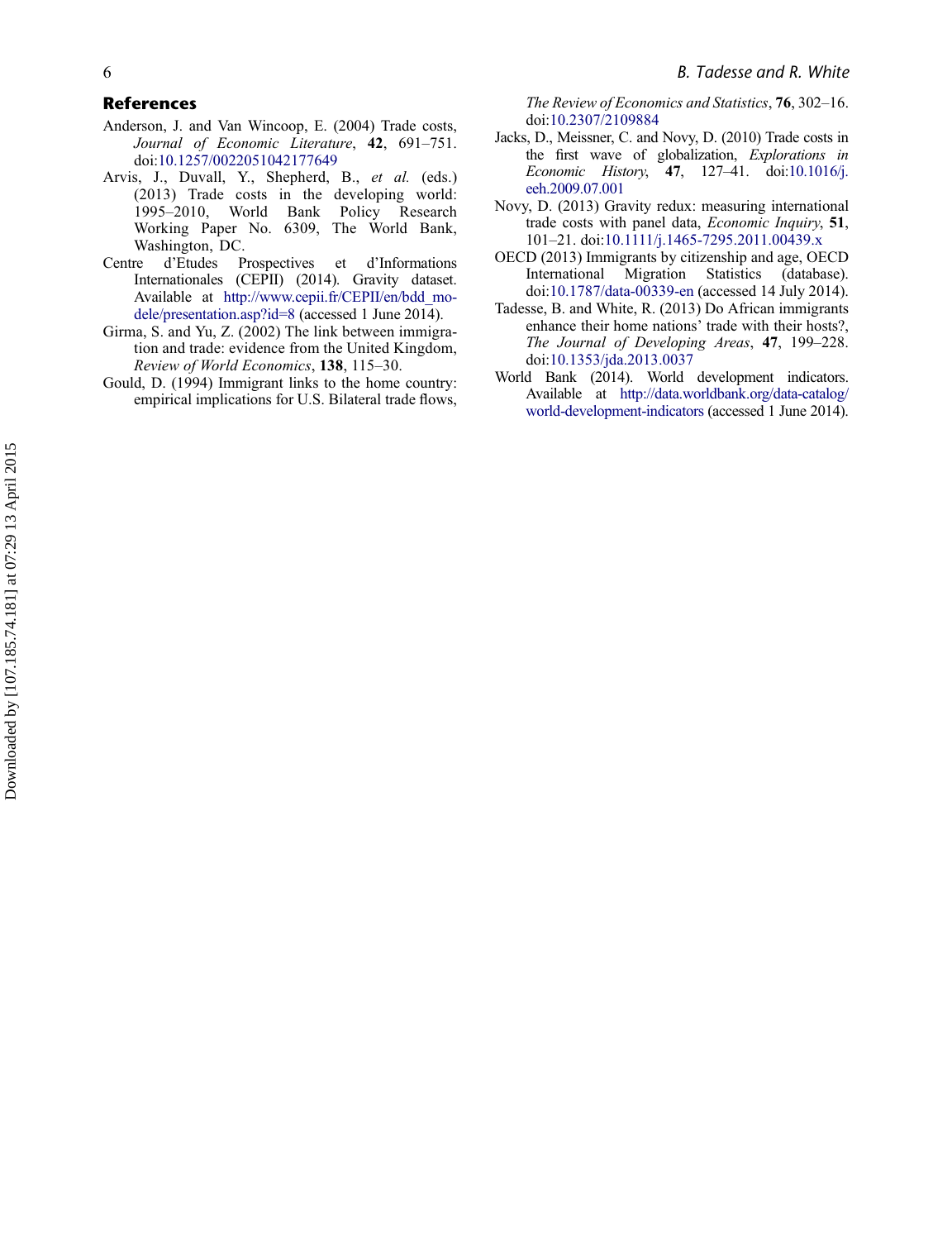## References

Anderson, J. and Van Wincoop, E. (2004) Trade costs, *Journal of Economic Literature*, **42**, 691–751. doi:10.1257/0022051042177649

Arvis, J., Duvall, Y., Shepherd, B., *et al.* (eds.) (2013) Trade costs in the developing world: 1995–2010, World Bank Policy Research Working Paper No. 6309, The World Bank, Washington, DC.

Centre d'Etudes Prospectives et d'Informations Internationales (CEPII) (2014). Gravity dataset. Available at http://www.cepii.fr/CEPII/en/bdd_modele/presentation.asp?id=8 (accessed 1 June 2014).

Girma, S. and Yu, Z. (2002) The link between immigration and trade: evidence from the United Kingdom, *Review of World Economics*, **138**, 115–30.

Gould, D. (1994) Immigrant links to the home country: empirical implications for U.S. Bilateral trade flows, *The Review of Economics and Statistics*, **76**, 302–16. doi:10.2307/2109884

Jacks, D., Meissner, C. and Novy, D. (2010) Trade costs in the first wave of globalization, *Explorations in Economic History*, **47**, 127–41. doi:10.1016/j.eeh.2009.07.001

Novy, D. (2013) Gravity redux: measuring international trade costs with panel data, *Economic Inquiry*, **51**, 101–21. doi:10.1111/j.1465-7295.2011.00439.x

OECD (2013) Immigrants by citizenship and age, OECD International Migration Statistics (database). doi:10.1787/data-00339-en (accessed 14 July 2014).

Tadesse, B. and White, R. (2013) Do African immigrants enhance their home nations' trade with their hosts?, *The Journal of Developing Areas*, **47**, 199–228. doi:10.1353/jda.2013.0037

World Bank (2014). World development indicators. Available at http://data.worldbank.org/data-catalog/world-development-indicators (accessed 1 June 2014).